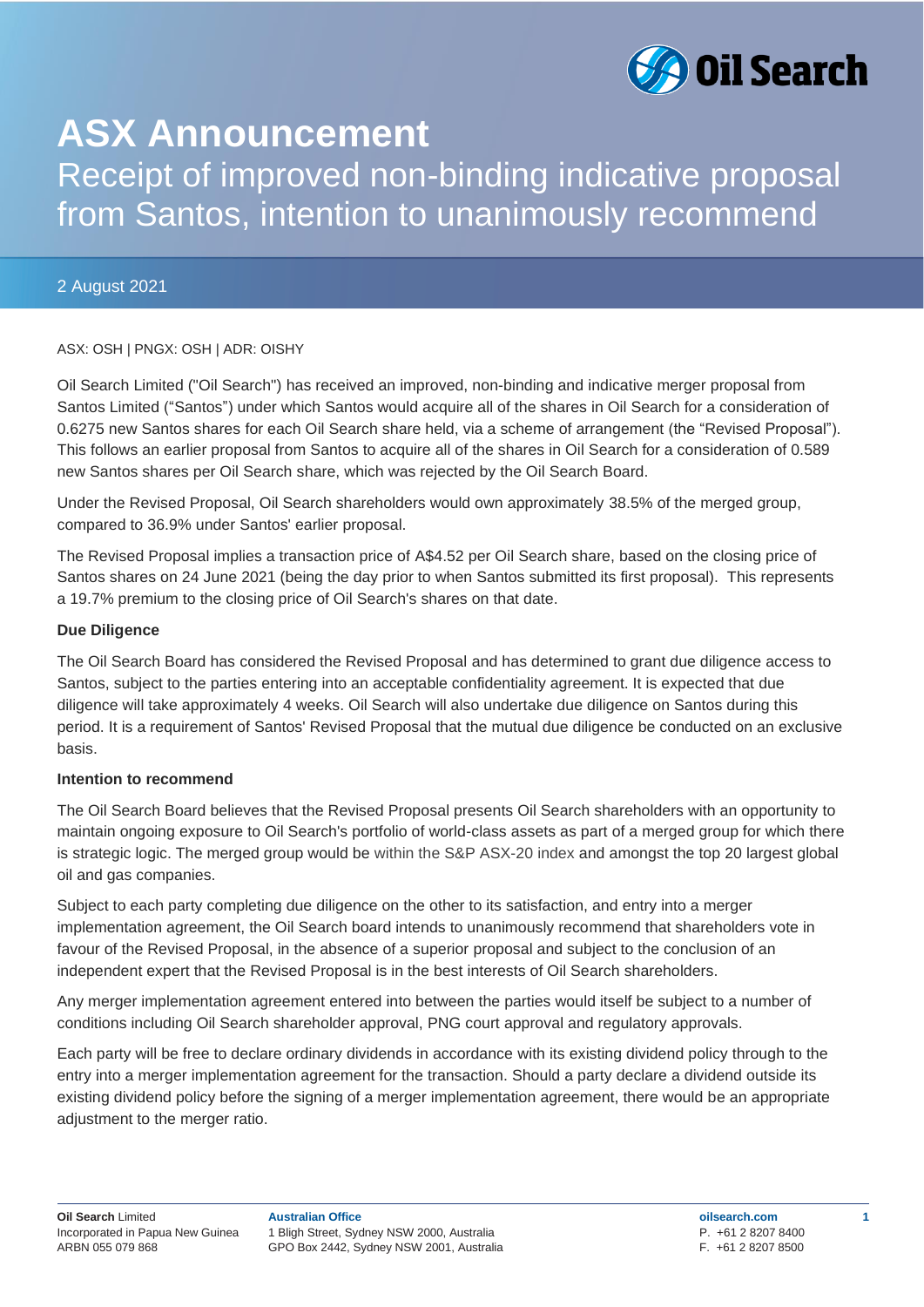# ASX Announcement

## Receipt of improved non-binding indicative proposal from Santos, intention to unanimously recommend

2 August 2021

ASX: OSH | PNGX: OSH | ADR: OISHY

Oil Search Limited ("Oil Search") has received an improved, non-binding and indicative merger proposal from Santos Limited ("Santos") under which Santos would acquire all of the shares in Oil Search for a consideration of 0.6275 new Santos shares for each Oil Search share held, via a scheme of arrangement (the "Revised Proposal"). This follows an earlier proposal from Santos to acquire all of the shares in Oil Search for a consideration of 0.589 new Santos shares per Oil Search share, which was rejected by the Oil Search Board.

Under the Revised Proposal, Oil Search shareholders would own approximately 38.5% of the merged group, compared to 36.9% under Santos' earlier proposal.

The Revised Proposal implies a transaction price of A$4.52 per Oil Search share, based on the closing price of Santos shares on 24 June 2021 (being the day prior to when Santos submitted its first proposal). This represents a 19.7% premium to the closing price of Oil Search's shares on that date.

**Due Diligence**

The Oil Search Board has considered the Revised Proposal and has determined to grant due diligence access to Santos, subject to the parties entering into an acceptable confidentiality agreement. It is expected that due diligence will take approximately 4 weeks. Oil Search will also undertake due diligence on Santos during this period. It is a requirement of Santos' Revised Proposal that the mutual due diligence be conducted on an exclusive basis.

**Intention to recommend**

The Oil Search Board believes that the Revised Proposal presents Oil Search shareholders with an opportunity to maintain ongoing exposure to Oil Search's portfolio of world-class assets as part of a merged group for which there is strategic logic. The merged group would be within the S&P ASX-20 index and amongst the top 20 largest global oil and gas companies.

Subject to each party completing due diligence on the other to its satisfaction, and entry into a merger implementation agreement, the Oil Search board intends to unanimously recommend that shareholders vote in favour of the Revised Proposal, in the absence of a superior proposal and subject to the conclusion of an independent expert that the Revised Proposal is in the best interests of Oil Search shareholders.

Any merger implementation agreement entered into between the parties would itself be subject to a number of conditions including Oil Search shareholder approval, PNG court approval and regulatory approvals.

Each party will be free to declare ordinary dividends in accordance with its existing dividend policy through to the entry into a merger implementation agreement for the transaction. Should a party declare a dividend outside its existing dividend policy before the signing of a merger implementation agreement, there would be an appropriate adjustment to the merger ratio.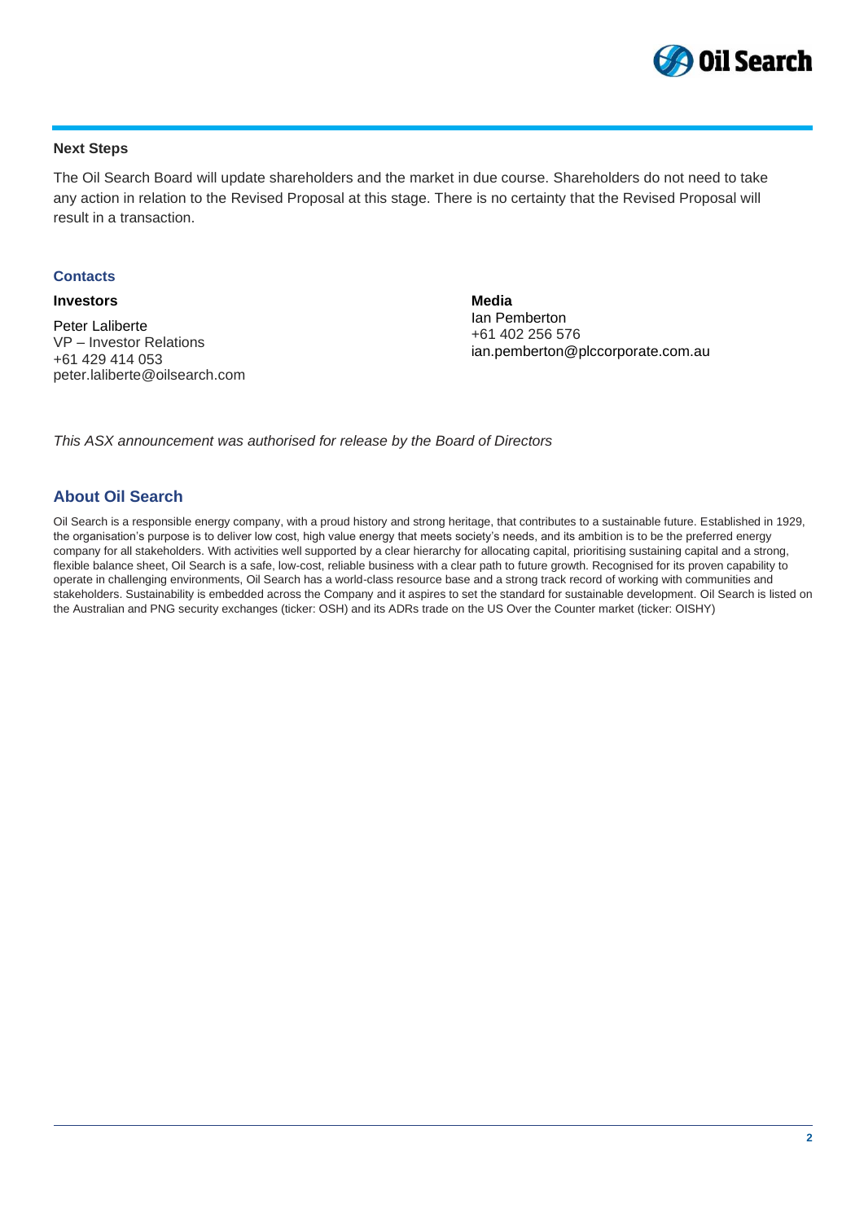### Next Steps

The Oil Search Board will update shareholders and the market in due course. Shareholders do not need to take any action in relation to the Revised Proposal at this stage. There is no certainty that the Revised Proposal will result in a transaction.

### Contacts

**Investors**

Peter Laliberte
VP – Investor Relations
+61 429 414 053
peter.laliberte@oilsearch.com

**Media**

Ian Pemberton
+61 402 256 576
ian.pemberton@plccorporate.com.au

*This ASX announcement was authorised for release by the Board of Directors*

## About Oil Search

Oil Search is a responsible energy company, with a proud history and strong heritage, that contributes to a sustainable future. Established in 1929, the organisation's purpose is to deliver low cost, high value energy that meets society's needs, and its ambition is to be the preferred energy company for all stakeholders. With activities well supported by a clear hierarchy for allocating capital, prioritising sustaining capital and a strong, flexible balance sheet, Oil Search is a safe, low-cost, reliable business with a clear path to future growth. Recognised for its proven capability to operate in challenging environments, Oil Search has a world-class resource base and a strong track record of working with communities and stakeholders. Sustainability is embedded across the Company and it aspires to set the standard for sustainable development. Oil Search is listed on the Australian and PNG security exchanges (ticker: OSH) and its ADRs trade on the US Over the Counter market (ticker: OISHY)